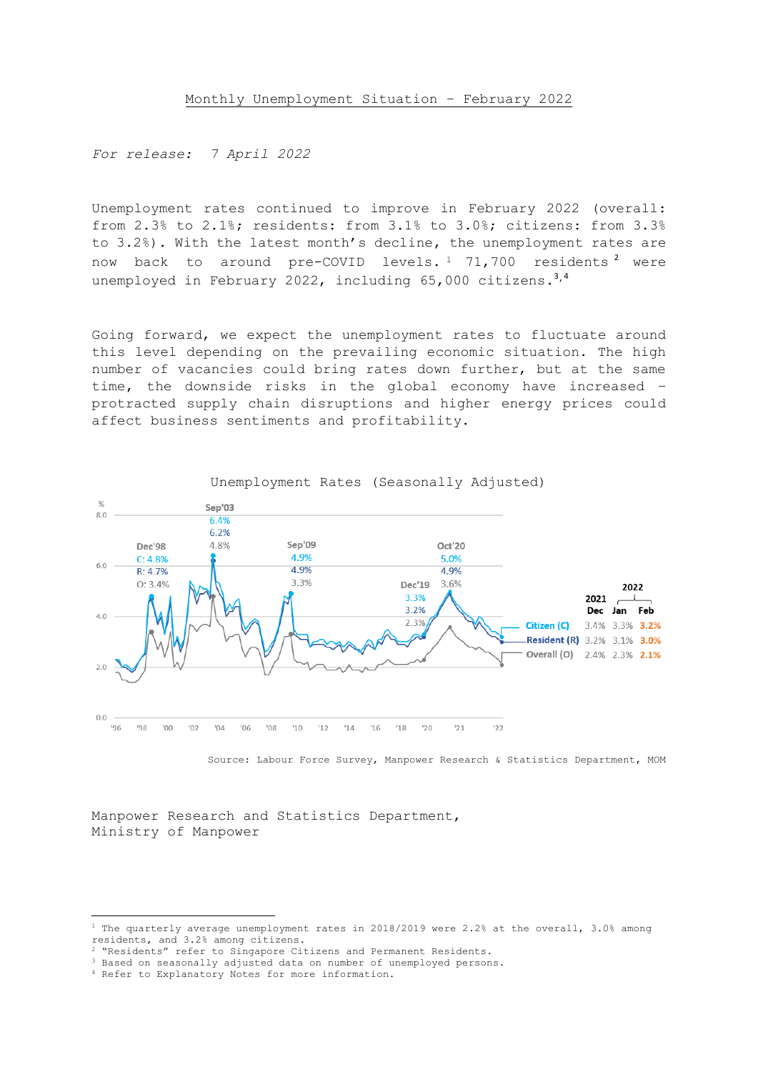# Monthly Unemployment Situation – February 2022

*For release: 7 April 2022*

Unemployment rates continued to improve in February 2022 (overall: from 2.3% to 2.1%; residents: from 3.1% to 3.0%; citizens: from 3.3% to 3.2%). With the latest month's decline, the unemployment rates are now back to around pre-COVID levels.[1] 71,700 residents[2] were unemployed in February 2022, including 65,000 citizens.[3,4]

Going forward, we expect the unemployment rates to fluctuate around this level depending on the prevailing economic situation. The high number of vacancies could bring rates down further, but at the same time, the downside risks in the global economy have increased – protracted supply chain disruptions and higher energy prices could affect business sentiments and profitability.

Unemployment Rates (Seasonally Adjusted)

| | 2021 Dec | 2022 Jan | 2022 Feb |
|---|---|---|---|
| Citizen (C) | 3.4% | 3.3% | 3.2% |
| Resident (R) | 3.2% | 3.1% | 3.0% |
| Overall (O) | 2.4% | 2.3% | 2.1% |

Source: Labour Force Survey, Manpower Research & Statistics Department, MOM

Manpower Research and Statistics Department,
Ministry of Manpower

---

[1] The quarterly average unemployment rates in 2018/2019 were 2.2% at the overall, 3.0% among residents, and 3.2% among citizens.
[2] "Residents" refer to Singapore Citizens and Permanent Residents.
[3] Based on seasonally adjusted data on number of unemployed persons.
[4] Refer to Explanatory Notes for more information.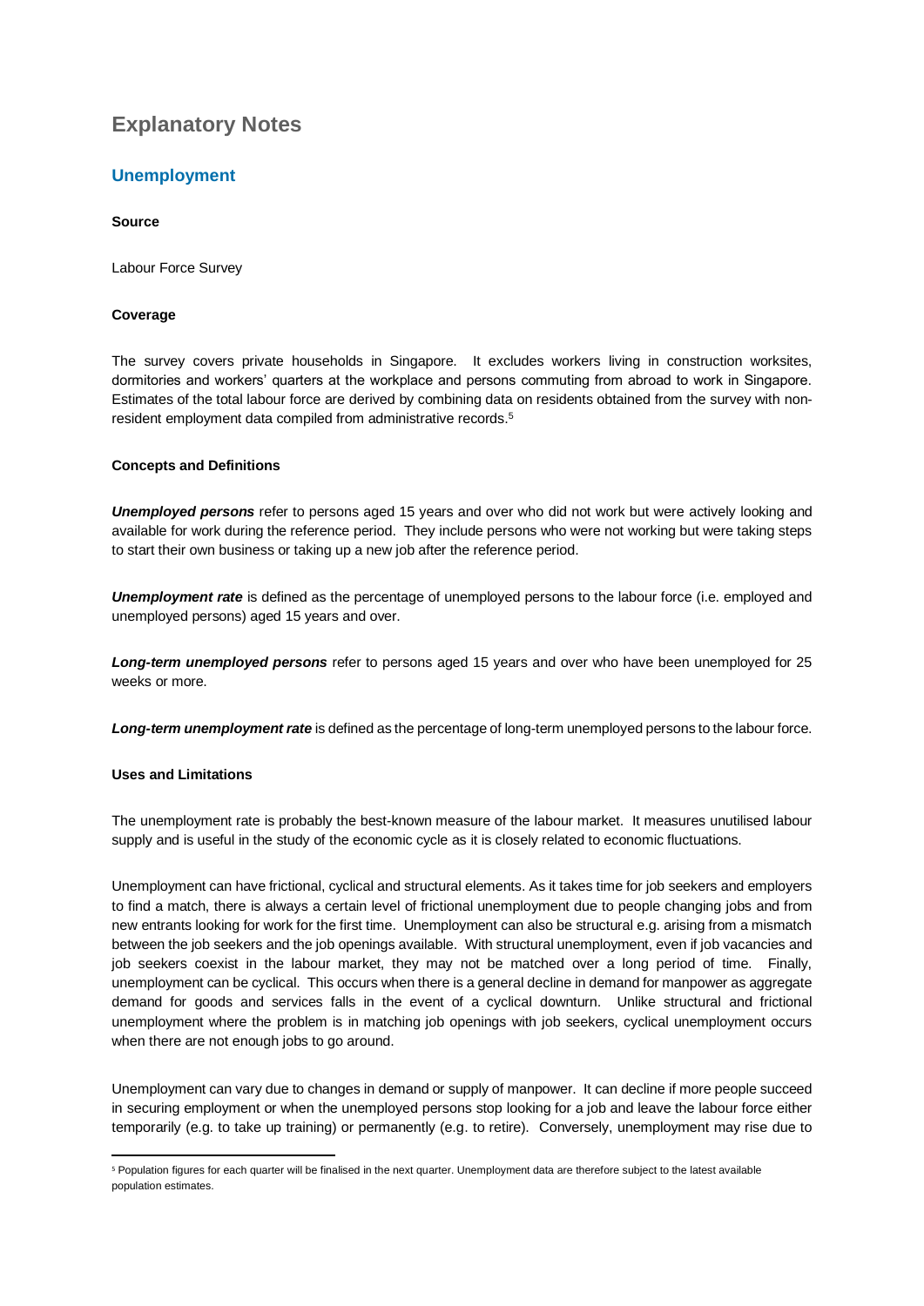# Explanatory Notes

## Unemployment

**Source**

Labour Force Survey

**Coverage**

The survey covers private households in Singapore. It excludes workers living in construction worksites, dormitories and workers' quarters at the workplace and persons commuting from abroad to work in Singapore. Estimates of the total labour force are derived by combining data on residents obtained from the survey with non-resident employment data compiled from administrative records.[5]

**Concepts and Definitions**

***Unemployed persons*** refer to persons aged 15 years and over who did not work but were actively looking and available for work during the reference period. They include persons who were not working but were taking steps to start their own business or taking up a new job after the reference period.

***Unemployment rate*** is defined as the percentage of unemployed persons to the labour force (i.e. employed and unemployed persons) aged 15 years and over.

***Long-term unemployed persons*** refer to persons aged 15 years and over who have been unemployed for 25 weeks or more.

***Long-term unemployment rate*** is defined as the percentage of long-term unemployed persons to the labour force.

**Uses and Limitations**

The unemployment rate is probably the best-known measure of the labour market. It measures unutilised labour supply and is useful in the study of the economic cycle as it is closely related to economic fluctuations.

Unemployment can have frictional, cyclical and structural elements. As it takes time for job seekers and employers to find a match, there is always a certain level of frictional unemployment due to people changing jobs and from new entrants looking for work for the first time. Unemployment can also be structural e.g. arising from a mismatch between the job seekers and the job openings available. With structural unemployment, even if job vacancies and job seekers coexist in the labour market, they may not be matched over a long period of time. Finally, unemployment can be cyclical. This occurs when there is a general decline in demand for manpower as aggregate demand for goods and services falls in the event of a cyclical downturn. Unlike structural and frictional unemployment where the problem is in matching job openings with job seekers, cyclical unemployment occurs when there are not enough jobs to go around.

Unemployment can vary due to changes in demand or supply of manpower. It can decline if more people succeed in securing employment or when the unemployed persons stop looking for a job and leave the labour force either temporarily (e.g. to take up training) or permanently (e.g. to retire). Conversely, unemployment may rise due to

---

[5] Population figures for each quarter will be finalised in the next quarter. Unemployment data are therefore subject to the latest available population estimates.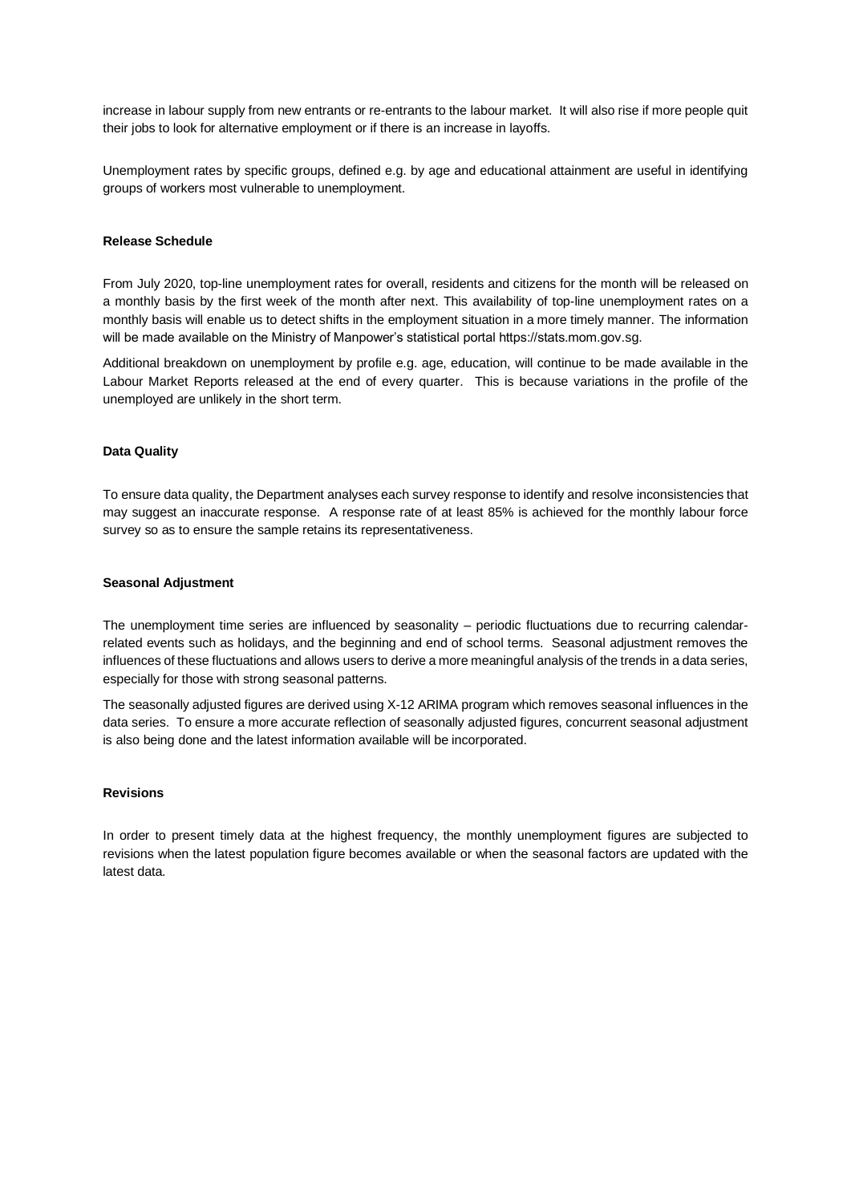increase in labour supply from new entrants or re-entrants to the labour market. It will also rise if more people quit their jobs to look for alternative employment or if there is an increase in layoffs.

Unemployment rates by specific groups, defined e.g. by age and educational attainment are useful in identifying groups of workers most vulnerable to unemployment.

**Release Schedule**

From July 2020, top-line unemployment rates for overall, residents and citizens for the month will be released on a monthly basis by the first week of the month after next. This availability of top-line unemployment rates on a monthly basis will enable us to detect shifts in the employment situation in a more timely manner. The information will be made available on the Ministry of Manpower's statistical portal https://stats.mom.gov.sg.

Additional breakdown on unemployment by profile e.g. age, education, will continue to be made available in the Labour Market Reports released at the end of every quarter. This is because variations in the profile of the unemployed are unlikely in the short term.

**Data Quality**

To ensure data quality, the Department analyses each survey response to identify and resolve inconsistencies that may suggest an inaccurate response. A response rate of at least 85% is achieved for the monthly labour force survey so as to ensure the sample retains its representativeness.

**Seasonal Adjustment**

The unemployment time series are influenced by seasonality – periodic fluctuations due to recurring calendar-related events such as holidays, and the beginning and end of school terms. Seasonal adjustment removes the influences of these fluctuations and allows users to derive a more meaningful analysis of the trends in a data series, especially for those with strong seasonal patterns.

The seasonally adjusted figures are derived using X-12 ARIMA program which removes seasonal influences in the data series. To ensure a more accurate reflection of seasonally adjusted figures, concurrent seasonal adjustment is also being done and the latest information available will be incorporated.

**Revisions**

In order to present timely data at the highest frequency, the monthly unemployment figures are subjected to revisions when the latest population figure becomes available or when the seasonal factors are updated with the latest data.